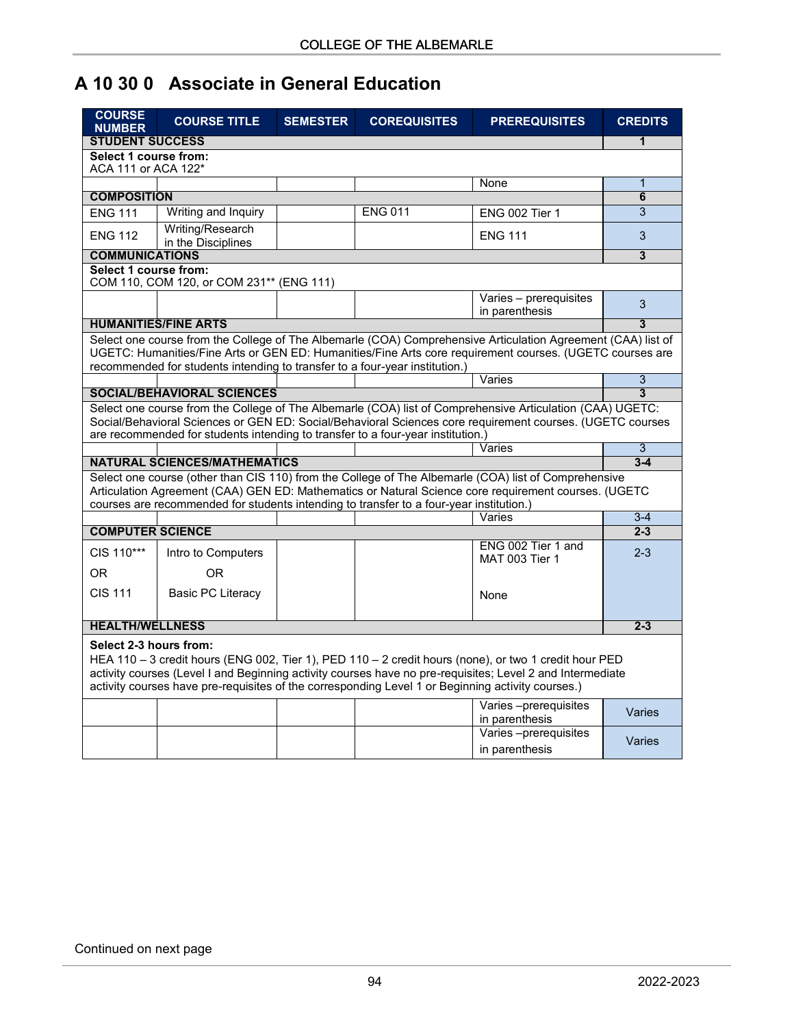# A 10 30 0 Associate in General Education

| COURSE NUMBER | COURSE TITLE | SEMESTER | COREQUISITES | PREREQUISITES | CREDITS |
|---|---|---|---|---|---|
| **STUDENT SUCCESS** | | | | | **1** |
| **Select 1 course from:** ACA 111 or ACA 122* | | | | | |
| | | | | None | 1 |
| **COMPOSITION** | | | | | **6** |
| ENG 111 | Writing and Inquiry | | ENG 011 | ENG 002 Tier 1 | 3 |
| ENG 112 | Writing/Research in the Disciplines | | | ENG 111 | 3 |
| **COMMUNICATIONS** | | | | | **3** |
| **Select 1 course from:** COM 110, COM 120, or COM 231** (ENG 111) | | | | | |
| | | | | Varies – prerequisites in parenthesis | 3 |
| **HUMANITIES/FINE ARTS** | | | | | **3** |
| Select one course from the College of The Albemarle (COA) Comprehensive Articulation Agreement (CAA) list of UGETC: Humanities/Fine Arts or GEN ED: Humanities/Fine Arts core requirement courses. (UGETC courses are recommended for students intending to transfer to a four-year institution.) | | | | | |
| | | | | Varies | 3 |
| **SOCIAL/BEHAVIORAL SCIENCES** | | | | | **3** |
| Select one course from the College of The Albemarle (COA) list of Comprehensive Articulation (CAA) UGETC: Social/Behavioral Sciences or GEN ED: Social/Behavioral Sciences core requirement courses. (UGETC courses are recommended for students intending to transfer to a four-year institution.) | | | | | |
| | | | | Varies | 3 |
| **NATURAL SCIENCES/MATHEMATICS** | | | | | **3-4** |
| Select one course (other than CIS 110) from the College of The Albemarle (COA) list of Comprehensive Articulation Agreement (CAA) GEN ED: Mathematics or Natural Science core requirement courses. (UGETC courses are recommended for students intending to transfer to a four-year institution.) | | | | | |
| | | | | Varies | 3-4 |
| **COMPUTER SCIENCE** | | | | | **2-3** |
| CIS 110*** OR CIS 111 | Intro to Computers OR Basic PC Literacy | | | ENG 002 Tier 1 and MAT 003 Tier 1 / None | 2-3 |
| **HEALTH/WELLNESS** | | | | | **2-3** |
| **Select 2-3 hours from:** HEA 110 – 3 credit hours (ENG 002, Tier 1), PED 110 – 2 credit hours (none), or two 1 credit hour PED activity courses (Level I and Beginning activity courses have no pre-requisites; Level 2 and Intermediate activity courses have pre-requisites of the corresponding Level 1 or Beginning activity courses.) | | | | | |
| | | | | Varies –prerequisites in parenthesis | Varies |
| | | | | Varies –prerequisites in parenthesis | Varies |

Continued on next page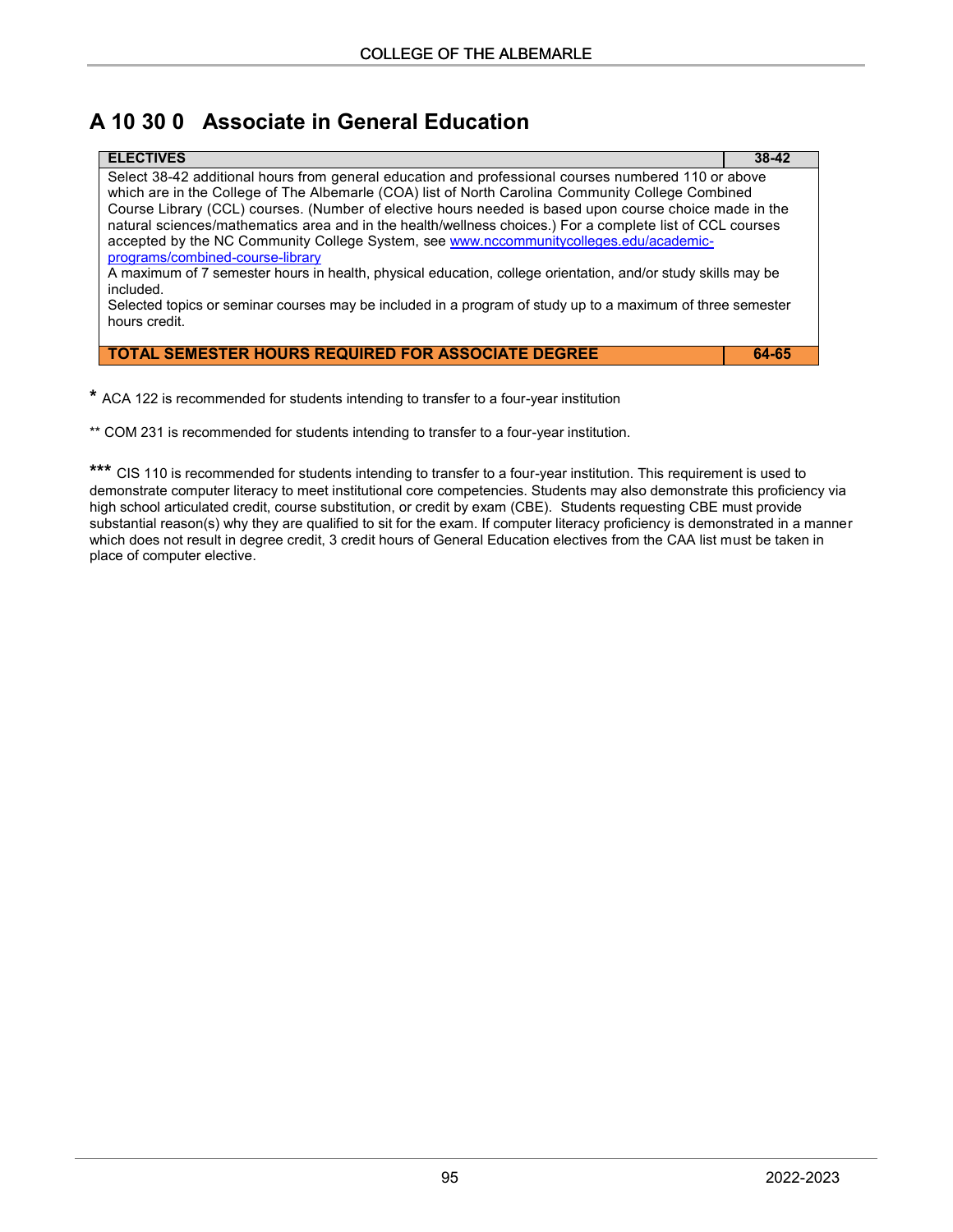## A 10 30 0 Associate in General Education

| ELECTIVES | 38-42 |
|---|---|
| Select 38-42 additional hours from general education and professional courses numbered 110 or above which are in the College of The Albemarle (COA) list of North Carolina Community College Combined Course Library (CCL) courses. (Number of elective hours needed is based upon course choice made in the natural sciences/mathematics area and in the health/wellness choices.) For a complete list of CCL courses accepted by the NC Community College System, see [www.nccommunitycolleges.edu/academic-programs/combined-course-library](www.nccommunitycolleges.edu/academic-programs/combined-course-library)<br>A maximum of 7 semester hours in health, physical education, college orientation, and/or study skills may be included.<br>Selected topics or seminar courses may be included in a program of study up to a maximum of three semester hours credit. | |
| **TOTAL SEMESTER HOURS REQUIRED FOR ASSOCIATE DEGREE** | **64-65** |

**\*** ACA 122 is recommended for students intending to transfer to a four-year institution

** COM 231 is recommended for students intending to transfer to a four-year institution.

**\*\*\*** CIS 110 is recommended for students intending to transfer to a four-year institution. This requirement is used to demonstrate computer literacy to meet institutional core competencies. Students may also demonstrate this proficiency via high school articulated credit, course substitution, or credit by exam (CBE). Students requesting CBE must provide substantial reason(s) why they are qualified to sit for the exam. If computer literacy proficiency is demonstrated in a manner which does not result in degree credit, 3 credit hours of General Education electives from the CAA list must be taken in place of computer elective.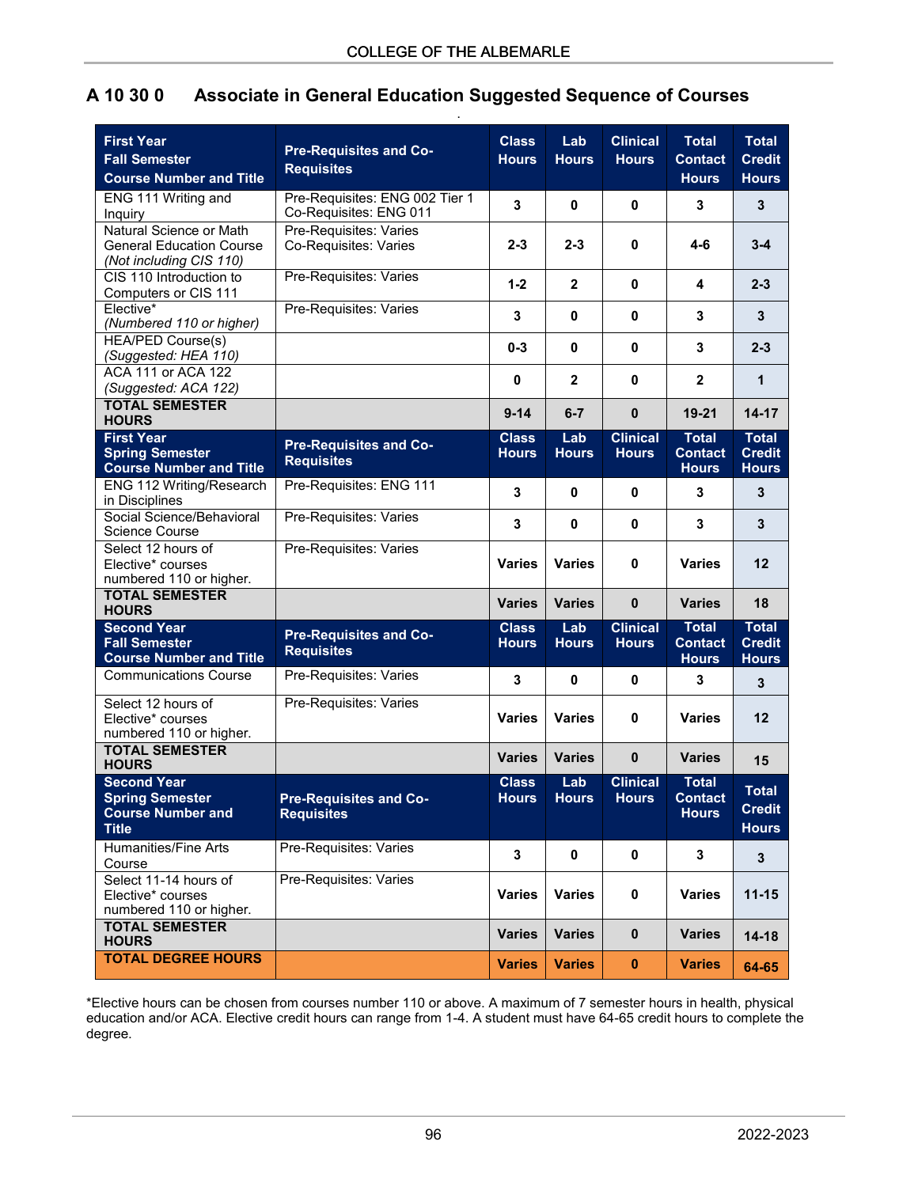## A 10 30 0 Associate in General Education Suggested Sequence of Courses

| First Year Fall Semester Course Number and Title | Pre-Requisites and Co-Requisites | Class Hours | Lab Hours | Clinical Hours | Total Contact Hours | Total Credit Hours |
|---|---|---|---|---|---|---|
| ENG 111 Writing and Inquiry | Pre-Requisites: ENG 002 Tier 1 Co-Requisites: ENG 011 | 3 | 0 | 0 | 3 | 3 |
| Natural Science or Math General Education Course *(Not including CIS 110)* | Pre-Requisites: Varies Co-Requisites: Varies | 2-3 | 2-3 | 0 | 4-6 | 3-4 |
| CIS 110 Introduction to Computers or CIS 111 | Pre-Requisites: Varies | 1-2 | 2 | 0 | 4 | 2-3 |
| Elective* *(Numbered 110 or higher)* | Pre-Requisites: Varies | 3 | 0 | 0 | 3 | 3 |
| HEA/PED Course(s) *(Suggested: HEA 110)* | | 0-3 | 0 | 0 | 3 | 2-3 |
| ACA 111 or ACA 122 *(Suggested: ACA 122)* | | 0 | 2 | 0 | 2 | 1 |
| **TOTAL SEMESTER HOURS** | | 9-14 | 6-7 | 0 | 19-21 | 14-17 |
| **First Year Spring Semester Course Number and Title** | **Pre-Requisites and Co-Requisites** | **Class Hours** | **Lab Hours** | **Clinical Hours** | **Total Contact Hours** | **Total Credit Hours** |
| ENG 112 Writing/Research in Disciplines | Pre-Requisites: ENG 111 | 3 | 0 | 0 | 3 | 3 |
| Social Science/Behavioral Science Course | Pre-Requisites: Varies | 3 | 0 | 0 | 3 | 3 |
| Select 12 hours of Elective* courses numbered 110 or higher. | Pre-Requisites: Varies | Varies | Varies | 0 | Varies | 12 |
| **TOTAL SEMESTER HOURS** | | Varies | Varies | 0 | Varies | 18 |
| **Second Year Fall Semester Course Number and Title** | **Pre-Requisites and Co-Requisites** | **Class Hours** | **Lab Hours** | **Clinical Hours** | **Total Contact Hours** | **Total Credit Hours** |
| Communications Course | Pre-Requisites: Varies | 3 | 0 | 0 | 3 | 3 |
| Select 12 hours of Elective* courses numbered 110 or higher. | Pre-Requisites: Varies | Varies | Varies | 0 | Varies | 12 |
| **TOTAL SEMESTER HOURS** | | Varies | Varies | 0 | Varies | 15 |
| **Second Year Spring Semester Course Number and Title** | **Pre-Requisites and Co-Requisites** | **Class Hours** | **Lab Hours** | **Clinical Hours** | **Total Contact Hours** | **Total Credit Hours** |
| Humanities/Fine Arts Course | Pre-Requisites: Varies | 3 | 0 | 0 | 3 | 3 |
| Select 11-14 hours of Elective* courses numbered 110 or higher. | Pre-Requisites: Varies | Varies | Varies | 0 | Varies | 11-15 |
| **TOTAL SEMESTER HOURS** | | Varies | Varies | 0 | Varies | 14-18 |
| **TOTAL DEGREE HOURS** | | Varies | Varies | 0 | Varies | 64-65 |

*Elective hours can be chosen from courses number 110 or above. A maximum of 7 semester hours in health, physical education and/or ACA. Elective credit hours can range from 1-4. A student must have 64-65 credit hours to complete the degree.